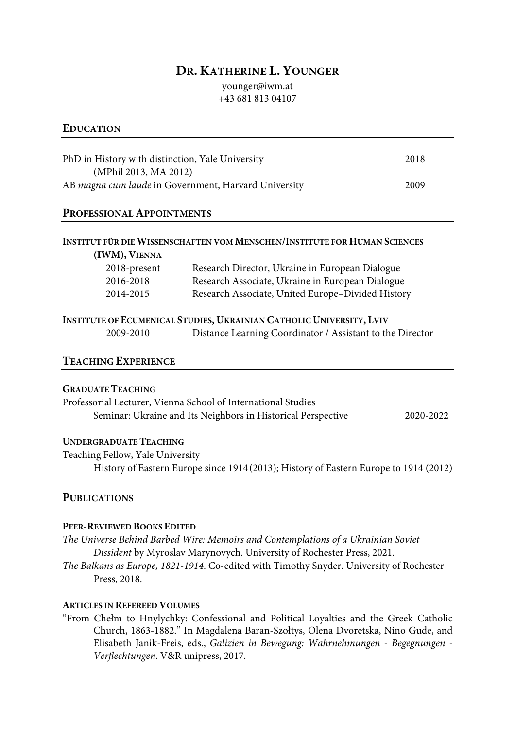# DR. KATHERINE L. YOUNGER

younger@iwm.at
+43 681 813 04107

## EDUCATION

PhD in History with distinction, Yale University — 2018
(MPhil 2013, MA 2012)

AB *magna cum laude* in Government, Harvard University — 2009

## PROFESSIONAL APPOINTMENTS

### INSTITUT FÜR DIE WISSENSCHAFTEN VOM MENSCHEN/INSTITUTE FOR HUMAN SCIENCES (IWM), VIENNA

| | |
|---|---|
| 2018-present | Research Director, Ukraine in European Dialogue |
| 2016-2018 | Research Associate, Ukraine in European Dialogue |
| 2014-2015 | Research Associate, United Europe–Divided History |

### INSTITUTE OF ECUMENICAL STUDIES, UKRAINIAN CATHOLIC UNIVERSITY, LVIV

| | |
|---|---|
| 2009-2010 | Distance Learning Coordinator / Assistant to the Director |

## TEACHING EXPERIENCE

### GRADUATE TEACHING

Professorial Lecturer, Vienna School of International Studies
Seminar: Ukraine and Its Neighbors in Historical Perspective — 2020-2022

### UNDERGRADUATE TEACHING

Teaching Fellow, Yale University
History of Eastern Europe since 1914 (2013); History of Eastern Europe to 1914 (2012)

## PUBLICATIONS

### PEER-REVIEWED BOOKS EDITED

*The Universe Behind Barbed Wire: Memoirs and Contemplations of a Ukrainian Soviet Dissident* by Myroslav Marynovych. University of Rochester Press, 2021.

*The Balkans as Europe, 1821-1914*. Co-edited with Timothy Snyder. University of Rochester Press, 2018.

### ARTICLES IN REFEREED VOLUMES

"From Chełm to Hnylychky: Confessional and Political Loyalties and the Greek Catholic Church, 1863-1882." In Magdalena Baran-Szołtys, Olena Dvoretska, Nino Gude, and Elisabeth Janik-Freis, eds., *Galizien in Bewegung: Wahrnehmungen - Begegnungen - Verflechtungen*. V&R unipress, 2017.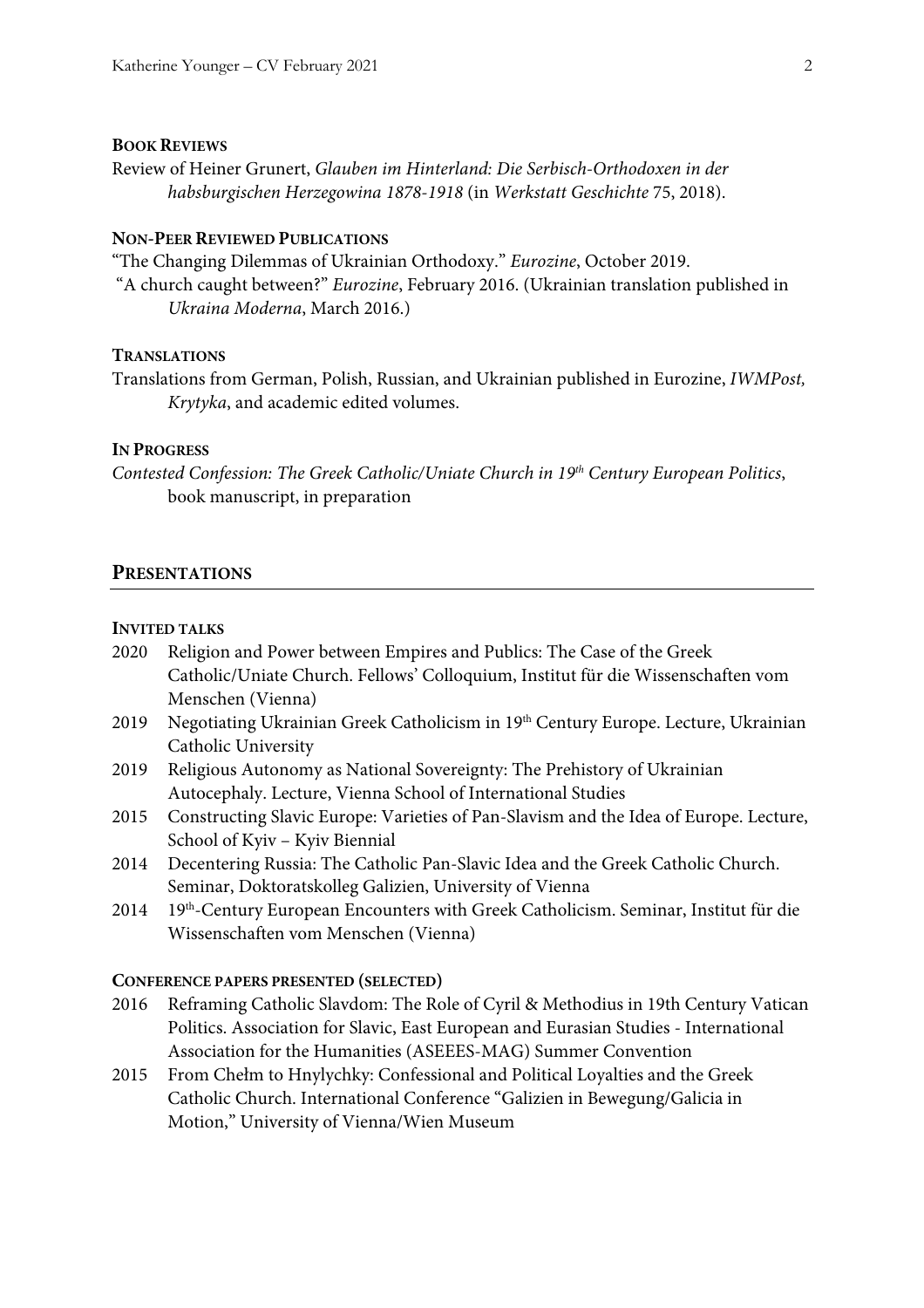### Book Reviews

Review of Heiner Grunert, *Glauben im Hinterland: Die Serbisch-Orthodoxen in der habsburgischen Herzegowina 1878-1918* (in *Werkstatt Geschichte* 75, 2018).

### Non-Peer Reviewed Publications

"The Changing Dilemmas of Ukrainian Orthodoxy." *Eurozine*, October 2019.

"A church caught between?" *Eurozine*, February 2016. (Ukrainian translation published in *Ukraina Moderna*, March 2016.)

### Translations

Translations from German, Polish, Russian, and Ukrainian published in Eurozine, *IWMPost, Krytyka*, and academic edited volumes.

### In Progress

*Contested Confession: The Greek Catholic/Uniate Church in 19th Century European Politics*, book manuscript, in preparation

## Presentations

### Invited talks

2020 Religion and Power between Empires and Publics: The Case of the Greek Catholic/Uniate Church. Fellows' Colloquium, Institut für die Wissenschaften vom Menschen (Vienna)

2019 Negotiating Ukrainian Greek Catholicism in 19th Century Europe. Lecture, Ukrainian Catholic University

2019 Religious Autonomy as National Sovereignty: The Prehistory of Ukrainian Autocephaly. Lecture, Vienna School of International Studies

2015 Constructing Slavic Europe: Varieties of Pan-Slavism and the Idea of Europe. Lecture, School of Kyiv – Kyiv Biennial

2014 Decentering Russia: The Catholic Pan-Slavic Idea and the Greek Catholic Church. Seminar, Doktoratskolleg Galizien, University of Vienna

2014 19th-Century European Encounters with Greek Catholicism. Seminar, Institut für die Wissenschaften vom Menschen (Vienna)

### Conference papers presented (selected)

2016 Reframing Catholic Slavdom: The Role of Cyril & Methodius in 19th Century Vatican Politics. Association for Slavic, East European and Eurasian Studies - International Association for the Humanities (ASEEES-MAG) Summer Convention

2015 From Chełm to Hnylychky: Confessional and Political Loyalties and the Greek Catholic Church. International Conference "Galizien in Bewegung/Galicia in Motion," University of Vienna/Wien Museum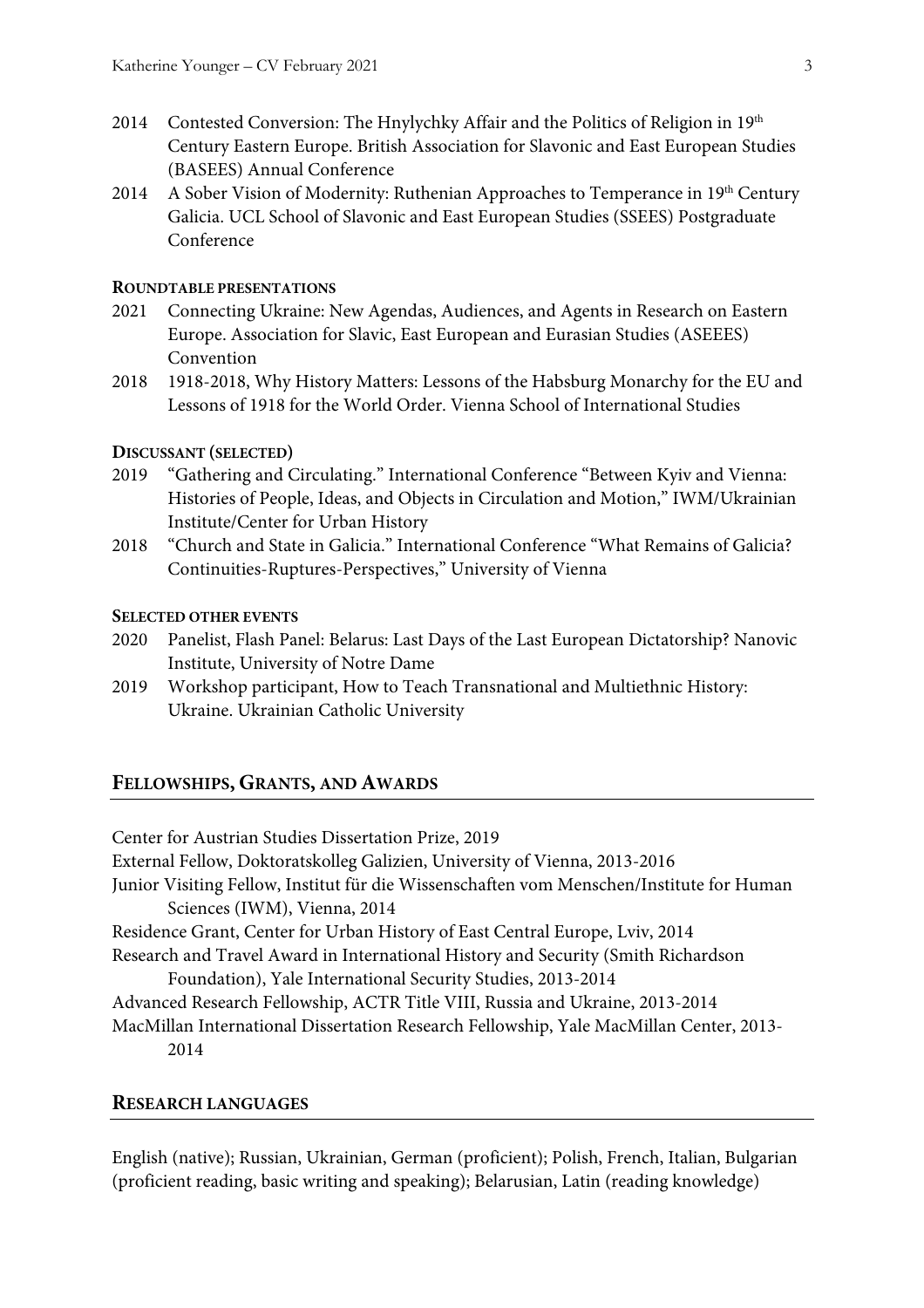2014 Contested Conversion: The Hnylychky Affair and the Politics of Religion in 19th Century Eastern Europe. British Association for Slavonic and East European Studies (BASEES) Annual Conference

2014 A Sober Vision of Modernity: Ruthenian Approaches to Temperance in 19th Century Galicia. UCL School of Slavonic and East European Studies (SSEES) Postgraduate Conference

### Roundtable presentations

2021 Connecting Ukraine: New Agendas, Audiences, and Agents in Research on Eastern Europe. Association for Slavic, East European and Eurasian Studies (ASEEES) Convention

2018 1918-2018, Why History Matters: Lessons of the Habsburg Monarchy for the EU and Lessons of 1918 for the World Order. Vienna School of International Studies

### Discussant (selected)

2019 "Gathering and Circulating." International Conference "Between Kyiv and Vienna: Histories of People, Ideas, and Objects in Circulation and Motion," IWM/Ukrainian Institute/Center for Urban History

2018 "Church and State in Galicia." International Conference "What Remains of Galicia? Continuities-Ruptures-Perspectives," University of Vienna

### Selected other events

2020 Panelist, Flash Panel: Belarus: Last Days of the Last European Dictatorship? Nanovic Institute, University of Notre Dame

2019 Workshop participant, How to Teach Transnational and Multiethnic History: Ukraine. Ukrainian Catholic University

## Fellowships, Grants, and Awards

Center for Austrian Studies Dissertation Prize, 2019

External Fellow, Doktoratskolleg Galizien, University of Vienna, 2013-2016

Junior Visiting Fellow, Institut für die Wissenschaften vom Menschen/Institute for Human Sciences (IWM), Vienna, 2014

Residence Grant, Center for Urban History of East Central Europe, Lviv, 2014

Research and Travel Award in International History and Security (Smith Richardson Foundation), Yale International Security Studies, 2013-2014

Advanced Research Fellowship, ACTR Title VIII, Russia and Ukraine, 2013-2014

MacMillan International Dissertation Research Fellowship, Yale MacMillan Center, 2013-2014

## Research languages

English (native); Russian, Ukrainian, German (proficient); Polish, French, Italian, Bulgarian (proficient reading, basic writing and speaking); Belarusian, Latin (reading knowledge)